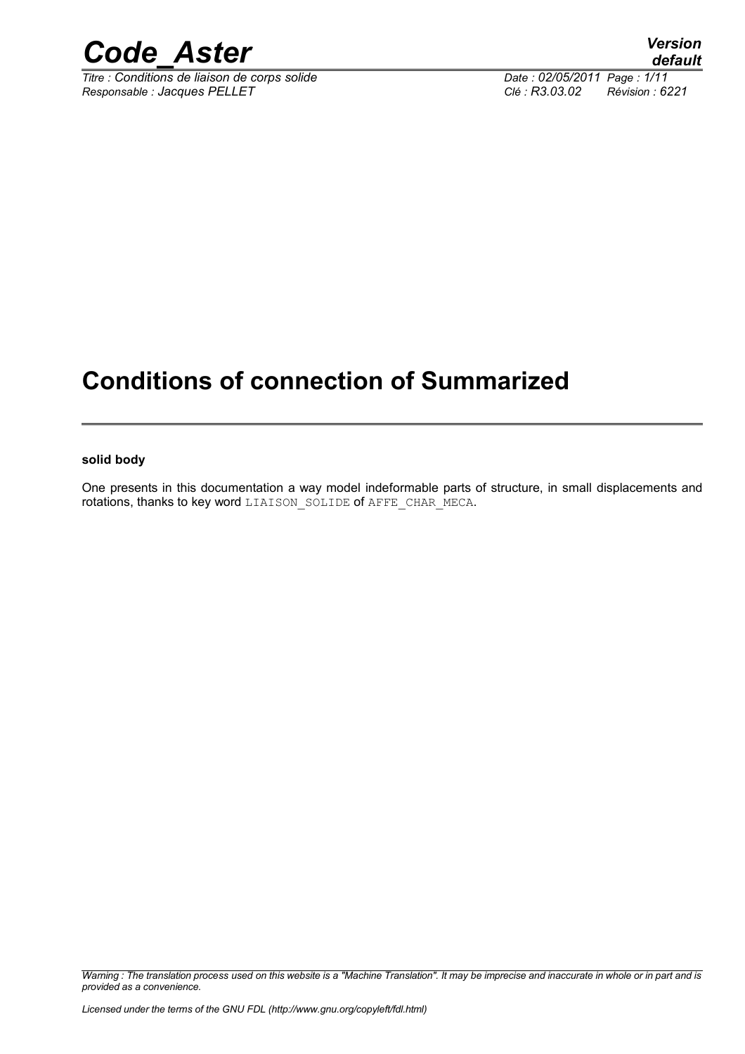# Conditions of connection of Summarized

**solid body**

One presents in this documentation a way model indeformable parts of structure, in small displacements and rotations, thanks to key word LIAISON_SOLIDE of AFFE_CHAR_MECA.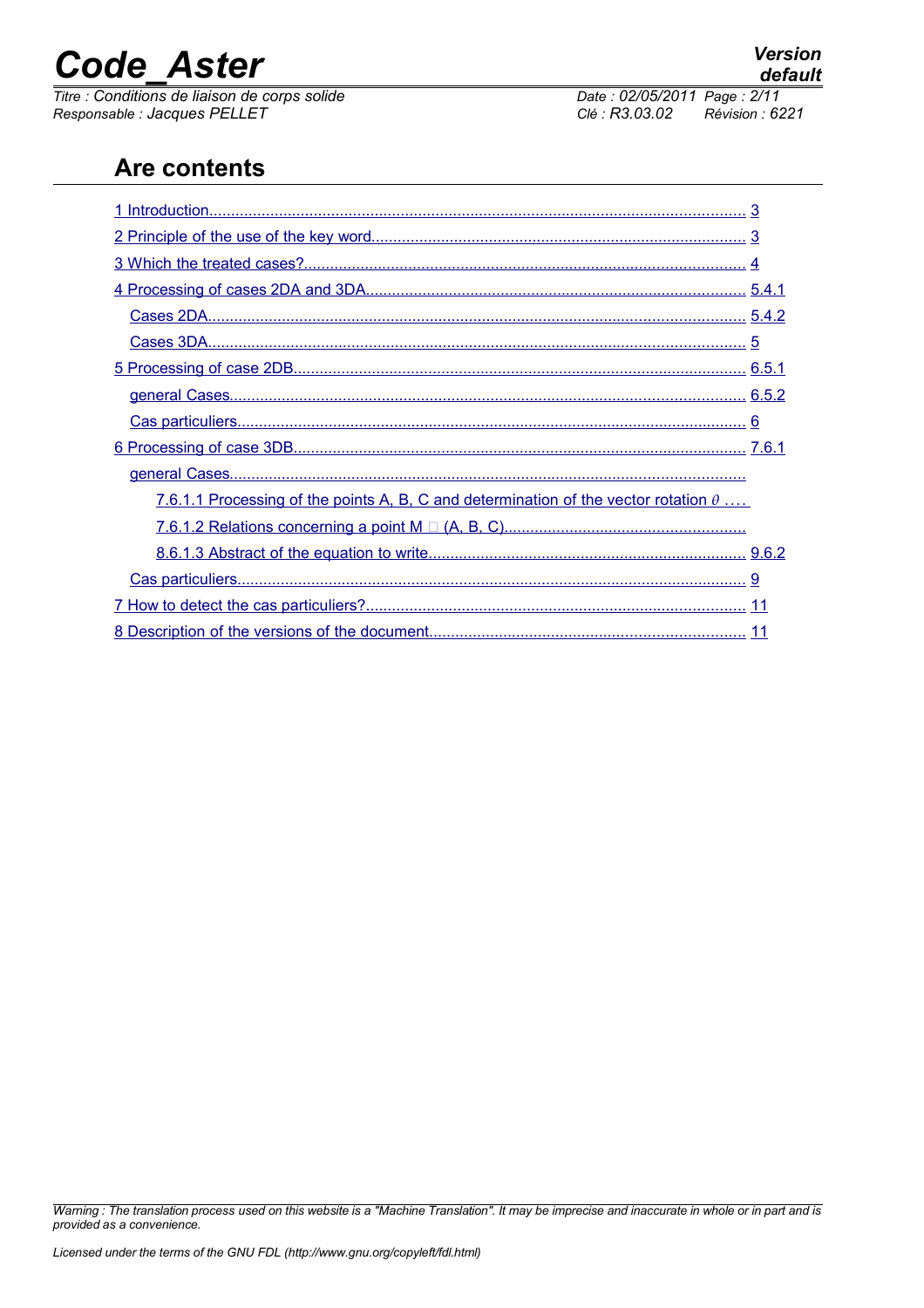## Are contents

1 Introduction........................................................................................................................ 3

2 Principle of the use of the key word...................................................................................... 3

3 Which the treated cases?..................................................................................................... 4

4 Processing of cases 2DA and 3DA....................................................................................... 5.4.1

Cases 2DA.......................................................................................................................... 5.4.2

Cases 3DA.......................................................................................................................... 5

5 Processing of case 2DB........................................................................................................ 6.5.1

general Cases...................................................................................................................... 6.5.2

Cas particuliers.................................................................................................................... 6

6 Processing of case 3DB........................................................................................................ 7.6.1

general Cases......................................................................................................................

7.6.1.1 Processing of the points A, B, C and determination of the vector rotation $\theta$ ....

7.6.1.2 Relations concerning a point M  (A, B, C).......................................................

8.6.1.3 Abstract of the equation to write......................................................................... 9.6.2

Cas particuliers.................................................................................................................... 9

7 How to detect the cas particuliers?....................................................................................... 11

8 Description of the versions of the document........................................................................ 11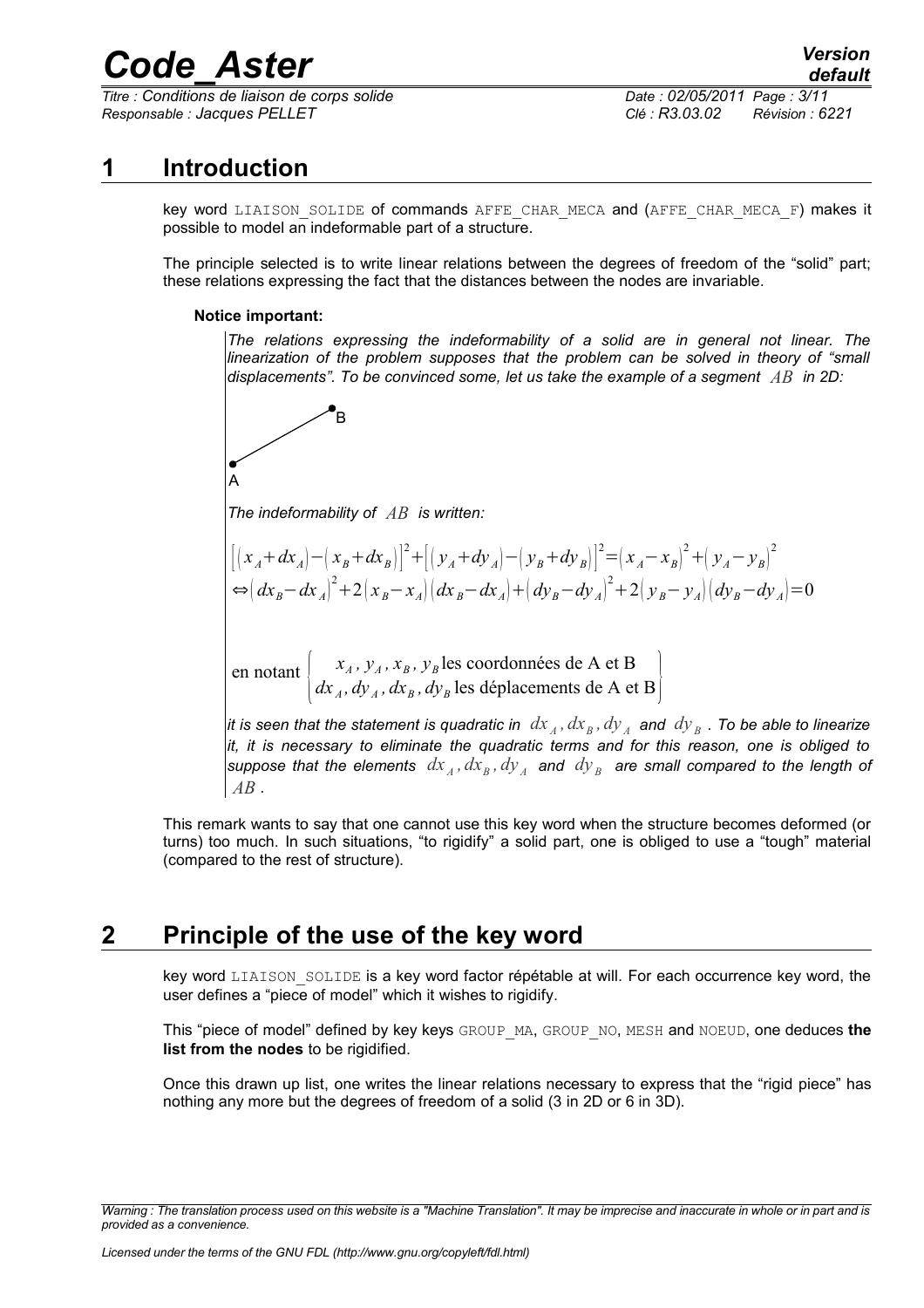# 1 Introduction

key word LIAISON_SOLIDE of commands AFFE_CHAR_MECA and (AFFE_CHAR_MECA_F) makes it possible to model an indeformable part of a structure.

The principle selected is to write linear relations between the degrees of freedom of the "solid" part; these relations expressing the fact that the distances between the nodes are invariable.

**Notice important:**

*The relations expressing the indeformability of a solid are in general not linear. The linearization of the problem supposes that the problem can be solved in theory of "small displacements". To be convinced some, let us take the example of a segment $AB$ in 2D:*

*The indeformability of $AB$ is written:*

$$\left[ (x_A + dx_A) - (x_B + dx_B) \right]^2 + \left[ (y_A + dy_A) - (y_B + dy_B) \right]^2 = (x_A - x_B)^2 + (y_A - y_B)^2$$
$$\Leftrightarrow (dx_B - dx_A)^2 + 2(x_B - x_A)(dx_B - dx_A) + (dy_B - dy_A)^2 + 2(y_B - y_A)(dy_B - dy_A) = 0$$

$$\text{en notant} \begin{cases} x_A, y_A, x_B, y_B \text{ les coordonnées de A et B} \\ dx_A, dy_A, dx_B, dy_B \text{ les déplacements de A et B} \end{cases}$$

*it is seen that the statement is quadratic in $dx_A, dx_B, dy_A$ and $dy_B$. To be able to linearize it, it is necessary to eliminate the quadratic terms and for this reason, one is obliged to suppose that the elements $dx_A, dx_B, dy_A$ and $dy_B$ are small compared to the length of $AB$.*

This remark wants to say that one cannot use this key word when the structure becomes deformed (or turns) too much. In such situations, "to rigidify" a solid part, one is obliged to use a "tough" material (compared to the rest of structure).

# 2 Principle of the use of the key word

key word LIAISON_SOLIDE is a key word factor répétable at will. For each occurrence key word, the user defines a "piece of model" which it wishes to rigidify.

This "piece of model" defined by key keys GROUP_MA, GROUP_NO, MESH and NOEUD, one deduces **the list from the nodes** to be rigidified.

Once this drawn up list, one writes the linear relations necessary to express that the "rigid piece" has nothing any more but the degrees of freedom of a solid (3 in 2D or 6 in 3D).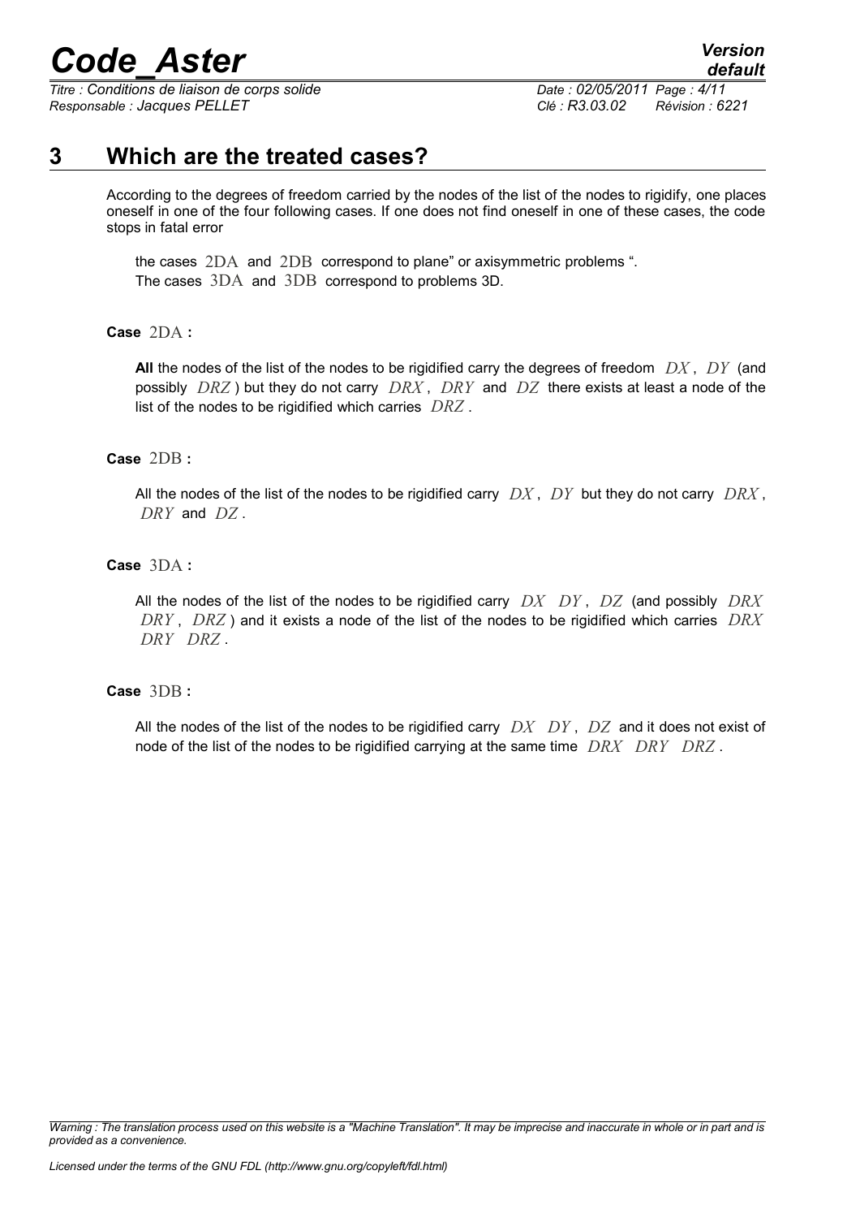# 3 Which are the treated cases?

According to the degrees of freedom carried by the nodes of the list of the nodes to rigidify, one places oneself in one of the four following cases. If one does not find oneself in one of these cases, the code stops in fatal error

the cases $2DA$ and $2DB$ correspond to plane" or axisymmetric problems ".
The cases $3DA$ and $3DB$ correspond to problems 3D.

**Case** $2DA$ **:**

**All** the nodes of the list of the nodes to be rigidified carry the degrees of freedom $DX$, $DY$ (and possibly $DRZ$) but they do not carry $DRX$, $DRY$ and $DZ$ there exists at least a node of the list of the nodes to be rigidified which carries $DRZ$.

**Case** $2DB$ **:**

All the nodes of the list of the nodes to be rigidified carry $DX$, $DY$ but they do not carry $DRX$, $DRY$ and $DZ$.

**Case** $3DA$ **:**

All the nodes of the list of the nodes to be rigidified carry $DX$ $DY$, $DZ$ (and possibly $DRX$ $DRY$, $DRZ$) and it exists a node of the list of the nodes to be rigidified which carries $DRX$ $DRY$ $DRZ$.

**Case** $3DB$ **:**

All the nodes of the list of the nodes to be rigidified carry $DX$ $DY$, $DZ$ and it does not exist of node of the list of the nodes to be rigidified carrying at the same time $DRX$ $DRY$ $DRZ$.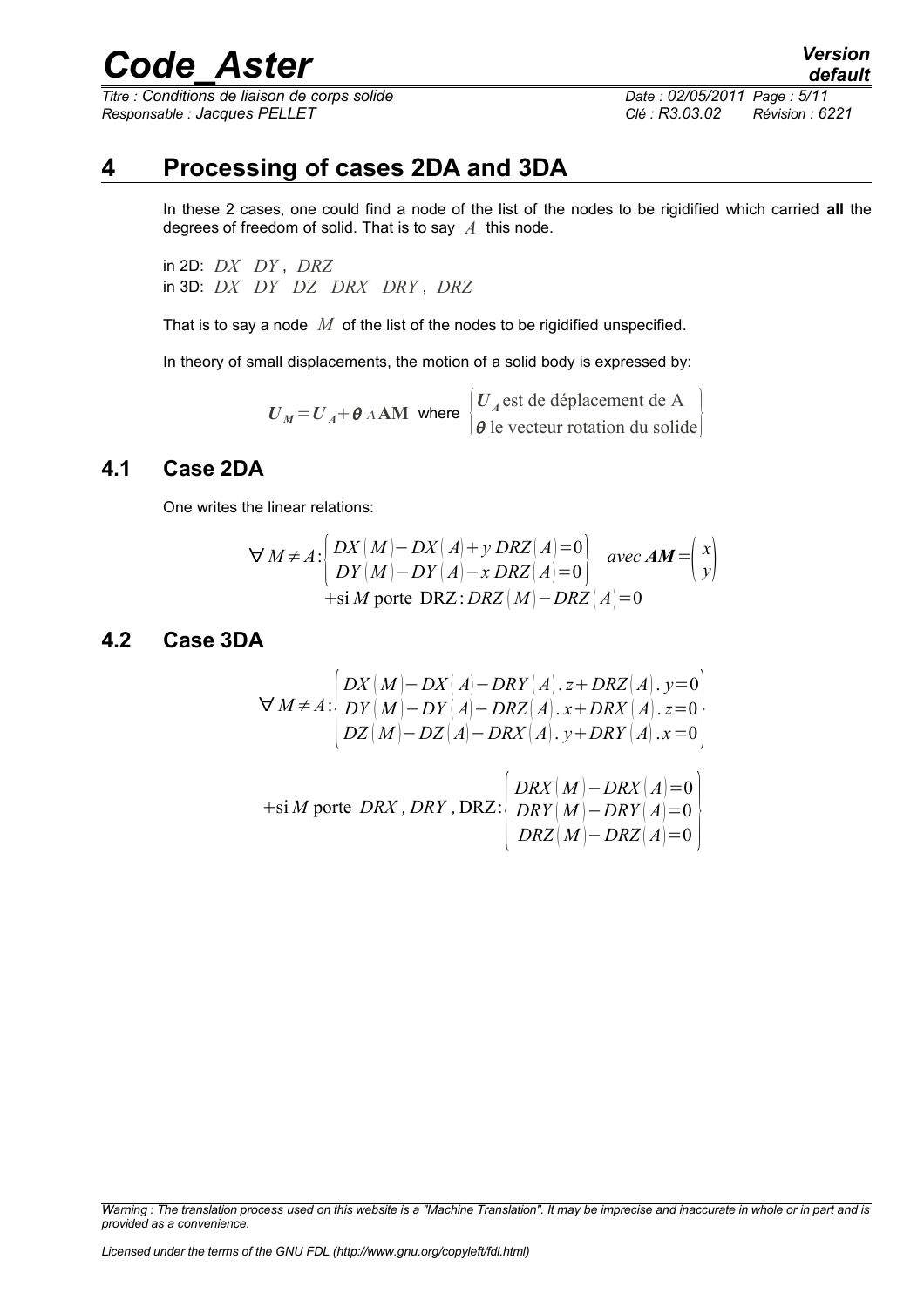# 4 Processing of cases 2DA and 3DA

In these 2 cases, one could find a node of the list of the nodes to be rigidified which carried **all** the degrees of freedom of solid. That is to say $A$ this node.

in 2D: $DX \quad DY$ , $DRZ$
in 3D: $DX \quad DY \quad DZ \quad DRX \quad DRY$ , $DRZ$

That is to say a node $M$ of the list of the nodes to be rigidified unspecified.

In theory of small displacements, the motion of a solid body is expressed by:

$$\boldsymbol{U}_M = \boldsymbol{U}_A + \boldsymbol{\theta} \wedge \mathbf{AM} \quad \text{where} \quad \begin{cases} \boldsymbol{U}_A \text{ est de déplacement de A} \\ \boldsymbol{\theta} \text{ le vecteur rotation du solide} \end{cases}$$

## 4.1 Case 2DA

One writes the linear relations:

$$\forall M \neq A: \begin{cases} DX(M) - DX(A) + y\, DRZ(A) = 0 \\ DY(M) - DY(A) - x\, DRZ(A) = 0 \end{cases} \quad avec\ \boldsymbol{AM} = \begin{pmatrix} x \\ y \end{pmatrix}$$
$$+ \text{si } M \text{ porte DRZ}: DRZ(M) - DRZ(A) = 0$$

## 4.2 Case 3DA

$$\forall M \neq A: \begin{cases} DX(M) - DX(A) - DRY(A).z + DRZ(A).y = 0 \\ DY(M) - DY(A) - DRZ(A).x + DRX(A).z = 0 \\ DZ(M) - DZ(A) - DRX(A).y + DRY(A).x = 0 \end{cases}$$

$$+ \text{si } M \text{ porte } DRX, DRY, \text{DRZ}: \begin{cases} DRX(M) - DRX(A) = 0 \\ DRY(M) - DRY(A) = 0 \\ DRZ(M) - DRZ(A) = 0 \end{cases}$$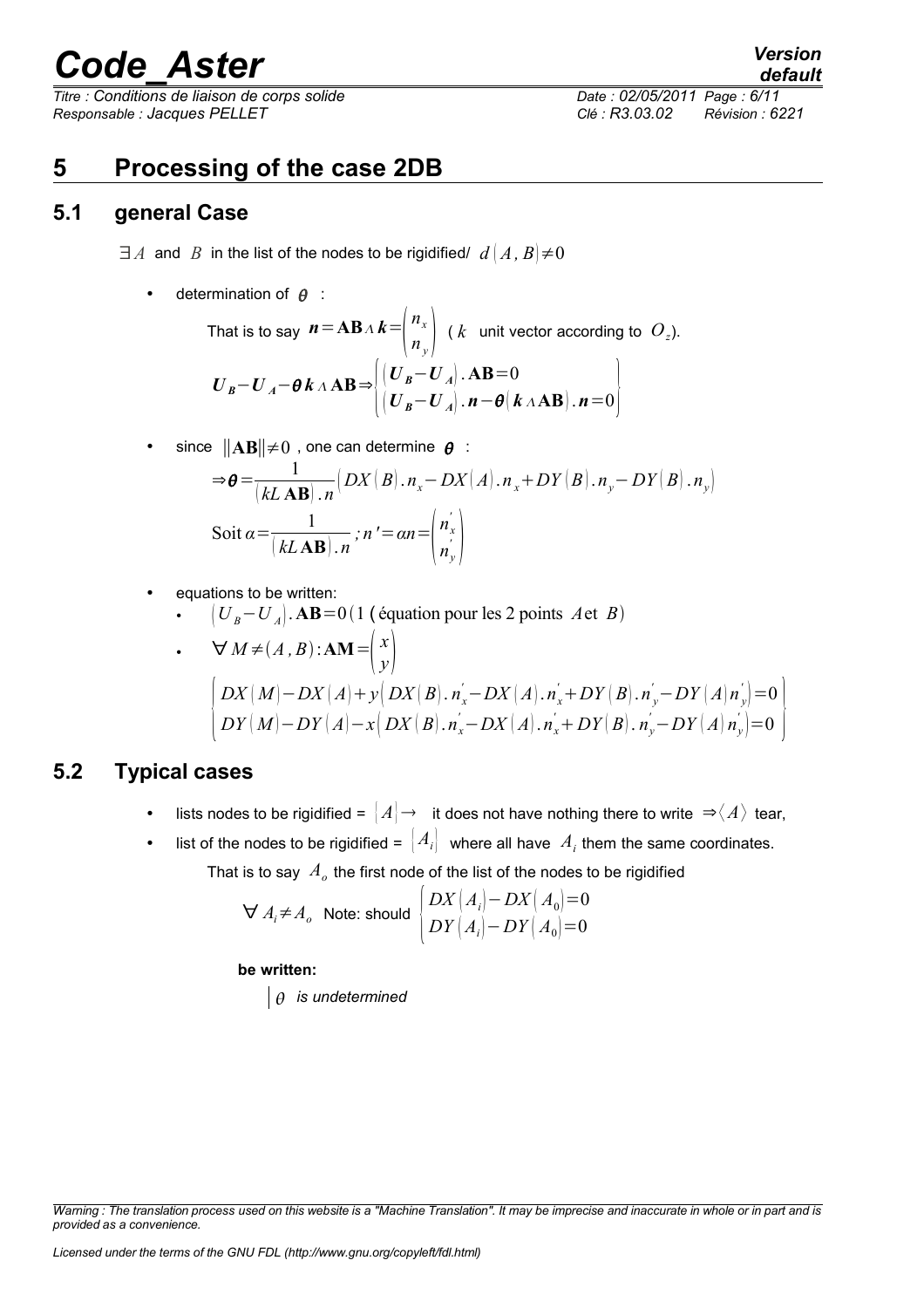# 5 Processing of the case 2DB

## 5.1 general Case

$\exists A$ and $B$ in the list of the nodes to be rigidified/ $d(A, B) \neq 0$

- determination of $\theta$ :

  That is to say $\boldsymbol{n} = \mathbf{AB} \wedge \boldsymbol{k} = \begin{pmatrix} n_x \\ n_y \end{pmatrix}$ ( $k$ unit vector according to $O_z$).

$$\boldsymbol{U}_B - \boldsymbol{U}_A - \boldsymbol{\theta}\, \boldsymbol{k} \wedge \mathbf{AB} \Rightarrow \begin{Bmatrix} (\boldsymbol{U}_B - \boldsymbol{U}_A) . \mathbf{AB} = 0 \\ (\boldsymbol{U}_B - \boldsymbol{U}_A) . \boldsymbol{n} - \boldsymbol{\theta} (\boldsymbol{k} \wedge \mathbf{AB}) . \boldsymbol{n} = 0 \end{Bmatrix}$$

- since $\|\mathbf{AB}\| \neq 0$ , one can determine $\boldsymbol{\theta}$ :

$$\Rightarrow \boldsymbol{\theta} = \frac{1}{(kL\, \mathbf{AB}) . n} \big( DX(B) . n_x - DX(A) . n_x + DY(B) . n_y - DY(B) . n_y \big)$$

$$\text{Soit } \alpha = \frac{1}{(kL\, \mathbf{AB}) . n} \; ; n' = \alpha n = \begin{pmatrix} n'_x \\ n'_y \end{pmatrix}$$

- equations to be written:
  - $(U_B - U_A) . \mathbf{AB} = 0 \,(1$ ( équation pour les 2 points $A$ et $B)$
  - $\forall M \neq (A, B) : \mathbf{AM} = \begin{pmatrix} x \\ y \end{pmatrix}$

$$\begin{Bmatrix} DX(M) - DX(A) + y\big( DX(B) . n'_x - DX(A) . n'_x + DY(B) . n'_y - DY(A) n'_y \big) = 0 \\ DY(M) - DY(A) - x\big( DX(B) . n'_x - DX(A) . n'_x + DY(B) . n'_y - DY(A) n'_y \big) = 0 \end{Bmatrix}$$

## 5.2 Typical cases

- lists nodes to be rigidified = $[A] \rightarrow$ it does not have nothing there to write $\Rightarrow \langle A \rangle$ tear,
- list of the nodes to be rigidified = $[A_i]$ where all have $A_i$ them the same coordinates.

  That is to say $A_o$ the first node of the list of the nodes to be rigidified

  $\forall A_i \neq A_o$ Note: should $\begin{cases} DX(A_i) - DX(A_0) = 0 \\ DY(A_i) - DY(A_0) = 0 \end{cases}$

  **be written:**

  | *$\theta$ is undetermined*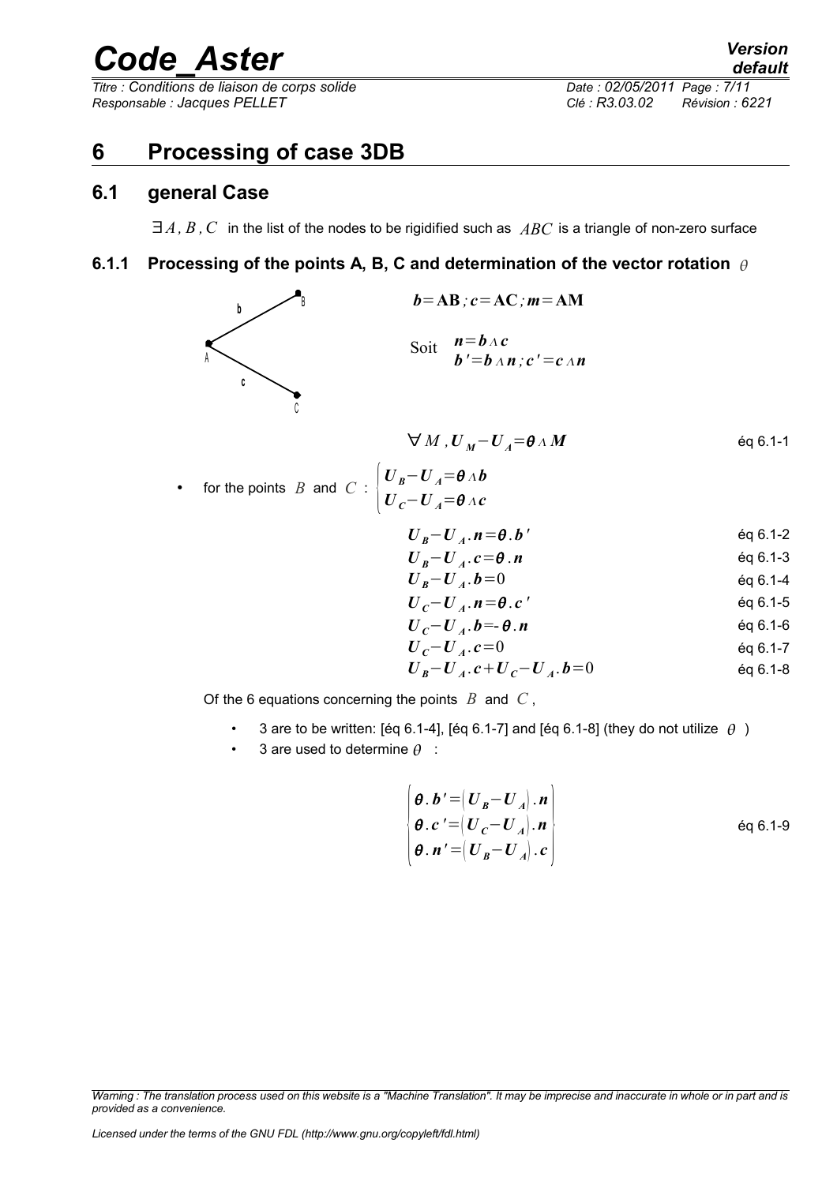# 6 Processing of case 3DB

## 6.1 general Case

$\exists A, B, C$ in the list of the nodes to be rigidified such as $ABC$ is a triangle of non-zero surface

### 6.1.1 Processing of the points A, B, C and determination of the vector rotation $\theta$

$$\boldsymbol{b}=\mathbf{AB}\,;\,\boldsymbol{c}=\mathbf{AC}\,;\,\boldsymbol{m}=\mathbf{AM}$$

Soit $\boldsymbol{n}=\boldsymbol{b}\wedge\boldsymbol{c}$

$\boldsymbol{b}'=\boldsymbol{b}\wedge\boldsymbol{n}\,;\,\boldsymbol{c}'=\boldsymbol{c}\wedge\boldsymbol{n}$

$$\forall M\,,\boldsymbol{U}_M-\boldsymbol{U}_A=\boldsymbol{\theta}\wedge\boldsymbol{M} \qquad \text{éq 6.1-1}$$

- for the points $B$ and $C$ : $\begin{cases}\boldsymbol{U}_B-\boldsymbol{U}_A=\boldsymbol{\theta}\wedge\boldsymbol{b}\\ \boldsymbol{U}_C-\boldsymbol{U}_A=\boldsymbol{\theta}\wedge\boldsymbol{c}\end{cases}$

$$\boldsymbol{U}_B-\boldsymbol{U}_A.\boldsymbol{n}=\boldsymbol{\theta}.\boldsymbol{b}' \qquad \text{éq 6.1-2}$$

$$\boldsymbol{U}_B-\boldsymbol{U}_A.\boldsymbol{c}=\boldsymbol{\theta}.\boldsymbol{n} \qquad \text{éq 6.1-3}$$

$$\boldsymbol{U}_B-\boldsymbol{U}_A.\boldsymbol{b}=0 \qquad \text{éq 6.1-4}$$

$$\boldsymbol{U}_C-\boldsymbol{U}_A.\boldsymbol{n}=\boldsymbol{\theta}.\boldsymbol{c}' \qquad \text{éq 6.1-5}$$

$$\boldsymbol{U}_C-\boldsymbol{U}_A.\boldsymbol{b}=-\boldsymbol{\theta}.\boldsymbol{n} \qquad \text{éq 6.1-6}$$

$$\boldsymbol{U}_C-\boldsymbol{U}_A.\boldsymbol{c}=0 \qquad \text{éq 6.1-7}$$

$$\boldsymbol{U}_B-\boldsymbol{U}_A.\boldsymbol{c}+\boldsymbol{U}_C-\boldsymbol{U}_A.\boldsymbol{b}=0 \qquad \text{éq 6.1-8}$$

Of the 6 equations concerning the points $B$ and $C$,

- 3 are to be written: [éq 6.1-4], [éq 6.1-7] and [éq 6.1-8] (they do not utilize $\theta$ )
- 3 are used to determine $\theta$ :

$$\begin{pmatrix}\boldsymbol{\theta}.\boldsymbol{b}'=\left(\boldsymbol{U}_B-\boldsymbol{U}_A\right).\boldsymbol{n}\\ \boldsymbol{\theta}.\boldsymbol{c}'=\left(\boldsymbol{U}_C-\boldsymbol{U}_A\right).\boldsymbol{n}\\ \boldsymbol{\theta}.\boldsymbol{n}'=\left(\boldsymbol{U}_B-\boldsymbol{U}_A\right).\boldsymbol{c}\end{pmatrix} \qquad \text{éq 6.1-9}$$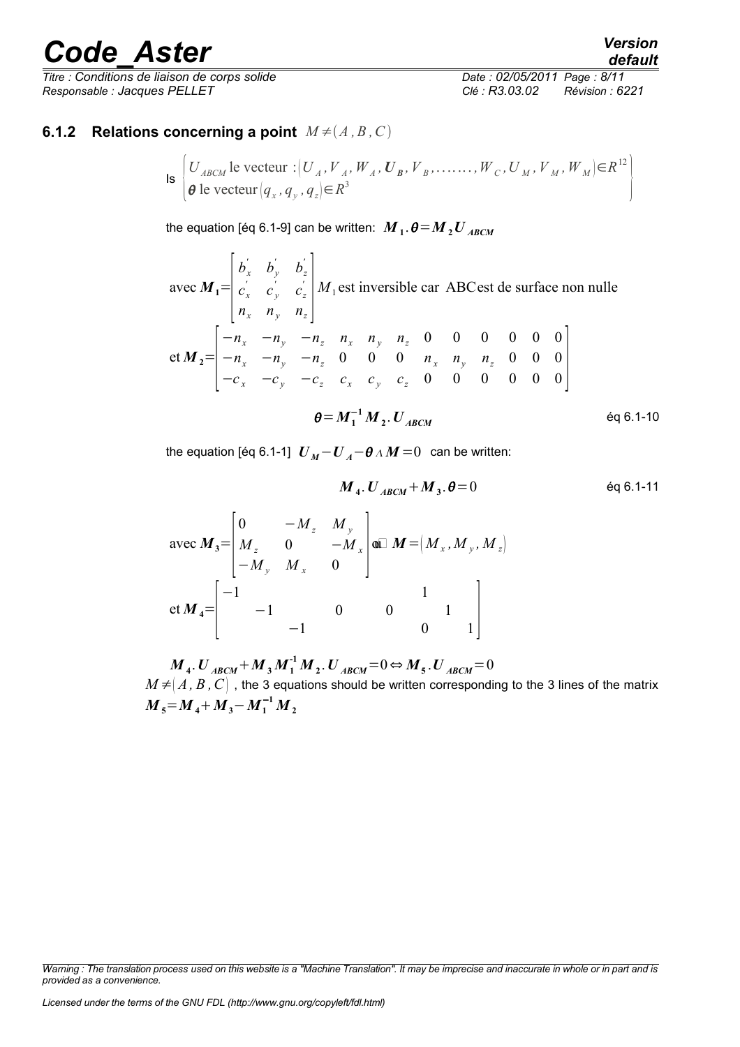### 6.1.2 Relations concerning a point $M \neq (A, B, C)$

Is $\begin{cases} U_{ABCM} \text{ le vecteur } : (U_A, V_A, W_A, \boldsymbol{U_B}, V_B, \ldots\ldots, W_C, U_M, V_M, W_M) \in R^{12} \\ \boldsymbol{\theta} \text{ le vecteur } (q_x, q_y, q_z) \in R^3 \end{cases}$

the equation [éq 6.1-9] can be written: $\boldsymbol{M_1} . \boldsymbol{\theta} = \boldsymbol{M_2} \boldsymbol{U_{ABCM}}$

$$\text{avec } \boldsymbol{M_1} = \begin{bmatrix} b_x^{'} & b_y^{'} & b_z^{'} \\ c_x^{'} & c_y^{'} & c_z^{'} \\ n_x & n_y & n_z \end{bmatrix} M_1 \text{ est inversible car ABC est de surface non nulle}$$

$$\text{et } \boldsymbol{M_2} = \begin{bmatrix} -n_x & -n_y & -n_z & n_x & n_y & n_z & 0 & 0 & 0 & 0 & 0 & 0 \\ -n_x & -n_y & -n_z & 0 & 0 & 0 & n_x & n_y & n_z & 0 & 0 & 0 \\ -c_x & -c_y & -c_z & c_x & c_y & c_z & 0 & 0 & 0 & 0 & 0 & 0 \end{bmatrix}$$

$$\boldsymbol{\theta} = \boldsymbol{M_1^{-1}} \boldsymbol{M_2} . \boldsymbol{U_{ABCM}} \qquad \text{éq 6.1-10}$$

the equation [éq 6.1-1] $\boldsymbol{U_M} - \boldsymbol{U_A} - \boldsymbol{\theta} \wedge \boldsymbol{M} = 0$ can be written:

$$\boldsymbol{M_4} . \boldsymbol{U_{ABCM}} + \boldsymbol{M_3} . \boldsymbol{\theta} = 0 \qquad \text{éq 6.1-11}$$

$$\text{avec } \boldsymbol{M_3} = \begin{bmatrix} 0 & -M_z & M_y \\ M_z & 0 & -M_x \\ -M_y & M_x & 0 \end{bmatrix} \text{où } \boldsymbol{M} = (M_x, M_y, M_z)$$

$$\text{et } \boldsymbol{M_4} = \begin{bmatrix} -1 & & & & & & & & & 1 & & \\ & -1 & & & 0 & & & 0 & & & 1 & \\ & & -1 & & & & & & & 0 & & 1 \end{bmatrix}$$

$\boldsymbol{M_4} . \boldsymbol{U_{ABCM}} + \boldsymbol{M_3} \boldsymbol{M_1^{-1}} \boldsymbol{M_2} . \boldsymbol{U_{ABCM}} = 0 \Leftrightarrow \boldsymbol{M_5} . \boldsymbol{U_{ABCM}} = 0$

$M \neq (A, B, C)$, the 3 equations should be written corresponding to the 3 lines of the matrix $\boldsymbol{M_5} = \boldsymbol{M_4} + \boldsymbol{M_3} - \boldsymbol{M_1^{-1}} \boldsymbol{M_2}$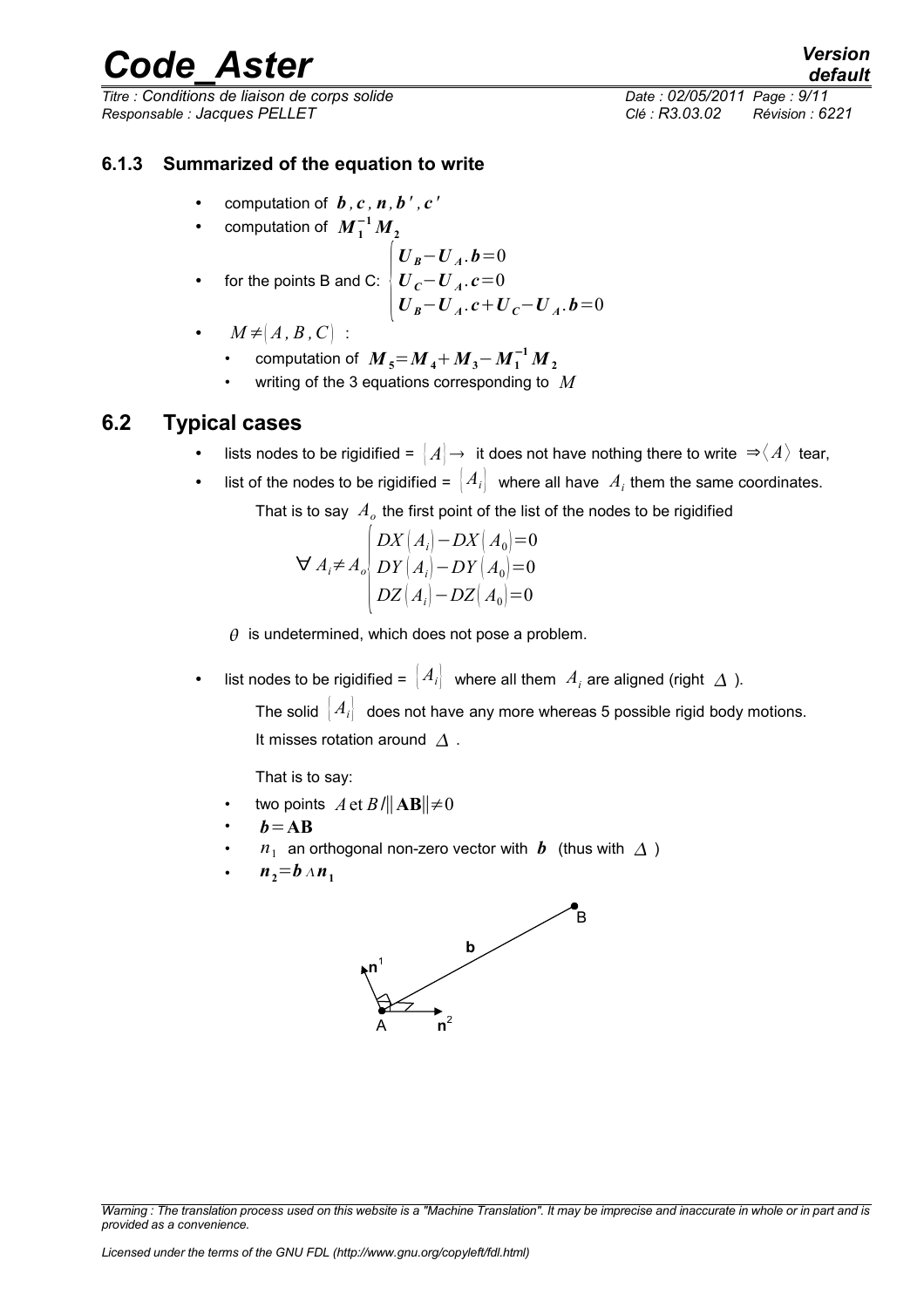### 6.1.3 Summarized of the equation to write

- computation of $\boldsymbol{b}, \boldsymbol{c}, \boldsymbol{n}, \boldsymbol{b}', \boldsymbol{c}'$
- computation of $\boldsymbol{M}_1^{-1}\boldsymbol{M}_2$
- for the points B and C: $\begin{cases} \boldsymbol{U}_B - \boldsymbol{U}_A . \boldsymbol{b} = 0 \\ \boldsymbol{U}_C - \boldsymbol{U}_A . \boldsymbol{c} = 0 \\ \boldsymbol{U}_B - \boldsymbol{U}_A . \boldsymbol{c} + \boldsymbol{U}_C - \boldsymbol{U}_A . \boldsymbol{b} = 0 \end{cases}$
- $M \neq (A, B, C)$ :
  - computation of $\boldsymbol{M}_5 = \boldsymbol{M}_4 + \boldsymbol{M}_3 - \boldsymbol{M}_1^{-1}\boldsymbol{M}_2$
  - writing of the 3 equations corresponding to $M$

## 6.2 Typical cases

- lists nodes to be rigidified = $\{A\} \rightarrow$ it does not have nothing there to write $\Rightarrow \langle A \rangle$ tear,
- list of the nodes to be rigidified = $\{A_i\}$ where all have $A_i$ them the same coordinates.

  That is to say $A_o$ the first point of the list of the nodes to be rigidified

$$\forall A_i \neq A_o \begin{cases} DX(A_i) - DX(A_0) = 0 \\ DY(A_i) - DY(A_0) = 0 \\ DZ(A_i) - DZ(A_0) = 0 \end{cases}$$

  $\theta$ is undetermined, which does not pose a problem.

- list nodes to be rigidified = $\{A_i\}$ where all them $A_i$ are aligned (right $\Delta$ ).

  The solid $\{A_i\}$ does not have any more whereas 5 possible rigid body motions.

  It misses rotation around $\Delta$ .

  That is to say:

  - two points $A$ et $B / \|\mathbf{AB}\| \neq 0$
  - $\boldsymbol{b} = \mathbf{AB}$
  - $n_1$ an orthogonal non-zero vector with $\boldsymbol{b}$ (thus with $\Delta$ )
  - $\boldsymbol{n}_2 = \boldsymbol{b} \wedge \boldsymbol{n}_1$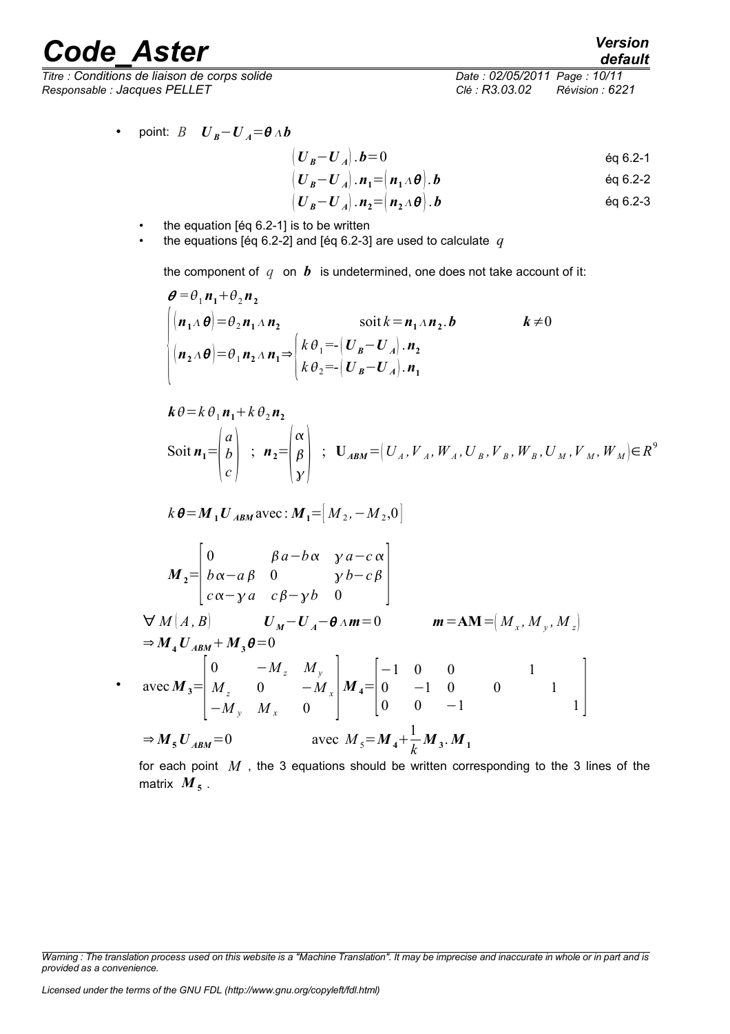- point: $B \quad \boldsymbol{U_B}-\boldsymbol{U_A}=\boldsymbol{\theta}\wedge\boldsymbol{b}$

$$\left(\boldsymbol{U_B}-\boldsymbol{U_A}\right).\boldsymbol{b}=0 \qquad \text{éq 6.2-1}$$

$$\left(\boldsymbol{U_B}-\boldsymbol{U_A}\right).\boldsymbol{n_1}=\left(\boldsymbol{n_1}\wedge\boldsymbol{\theta}\right).\boldsymbol{b} \qquad \text{éq 6.2-2}$$

$$\left(\boldsymbol{U_B}-\boldsymbol{U_A}\right).\boldsymbol{n_2}=\left(\boldsymbol{n_2}\wedge\boldsymbol{\theta}\right).\boldsymbol{b} \qquad \text{éq 6.2-3}$$

- the equation [éq 6.2-1] is to be written
- the equations [éq 6.2-2] and [éq 6.2-3] are used to calculate $q$

  the component of $q$ on $\boldsymbol{b}$ is undetermined, one does not take account of it:

$$\boldsymbol{\theta}=\theta_1\boldsymbol{n_1}+\theta_2\boldsymbol{n_2}$$

$$\begin{cases}\left(\boldsymbol{n_1}\wedge\boldsymbol{\theta}\right)=\theta_2\boldsymbol{n_1}\wedge\boldsymbol{n_2} & \text{soit } k=\boldsymbol{n_1}\wedge\boldsymbol{n_2}.\boldsymbol{b} \qquad \boldsymbol{k}\neq 0\\ \left(\boldsymbol{n_2}\wedge\boldsymbol{\theta}\right)=\theta_1\boldsymbol{n_2}\wedge\boldsymbol{n_1}\Rightarrow\begin{cases}k\theta_1=-\left(\boldsymbol{U_B}-\boldsymbol{U_A}\right).\boldsymbol{n_2}\\ k\theta_2=-\left(\boldsymbol{U_B}-\boldsymbol{U_A}\right).\boldsymbol{n_1}\end{cases}\end{cases}$$

$$\boldsymbol{k}\theta=k\theta_1\boldsymbol{n_1}+k\theta_2\boldsymbol{n_2}$$

$$\text{Soit } \boldsymbol{n_1}=\begin{pmatrix}a\\b\\c\end{pmatrix} \;;\; \boldsymbol{n_2}=\begin{pmatrix}\alpha\\\beta\\\gamma\end{pmatrix} \;;\; \mathbf{U}_{ABM}=\left(U_A,V_A,W_A,U_B,V_B,W_B,U_M,V_M,W_M\right)\in R^9$$

$$k\boldsymbol{\theta}=\boldsymbol{M_1}\boldsymbol{U}_{ABM}\,\text{avec}:\boldsymbol{M_1}=\left[M_2,-M_2,0\right]$$

$$\boldsymbol{M_2}=\begin{bmatrix}0 & \beta a-b\alpha & \gamma a-c\alpha\\ b\alpha-a\beta & 0 & \gamma b-c\beta\\ c\alpha-\gamma a & c\beta-\gamma b & 0\end{bmatrix}$$

$$\forall\, M\left(A,B\right) \qquad \boldsymbol{U_M}-\boldsymbol{U_A}-\boldsymbol{\theta}\wedge\boldsymbol{m}=0 \qquad \boldsymbol{m}=\mathbf{AM}=\left(M_x,M_y,M_z\right)$$

$$\Rightarrow\boldsymbol{M_4}\boldsymbol{U}_{ABM}+\boldsymbol{M_3}\boldsymbol{\theta}=0$$

- $$\text{avec}\,\boldsymbol{M_3}=\begin{bmatrix}0 & -M_z & M_y\\ M_z & 0 & -M_x\\ -M_y & M_x & 0\end{bmatrix}\boldsymbol{M_4}=\begin{bmatrix}-1 & 0 & 0 & & 0 & & 1 & & \\ 0 & -1 & 0 & & 0 & & & 1 & \\ 0 & 0 & -1 & & & & & & 1\end{bmatrix}$$

$$\Rightarrow\boldsymbol{M_5}\boldsymbol{U}_{ABM}=0 \qquad \text{avec } M_5=\boldsymbol{M_4}+\frac{1}{k}\boldsymbol{M_3}.\boldsymbol{M_1}$$

  for each point $M$, the 3 equations should be written corresponding to the 3 lines of the matrix $\boldsymbol{M_5}$.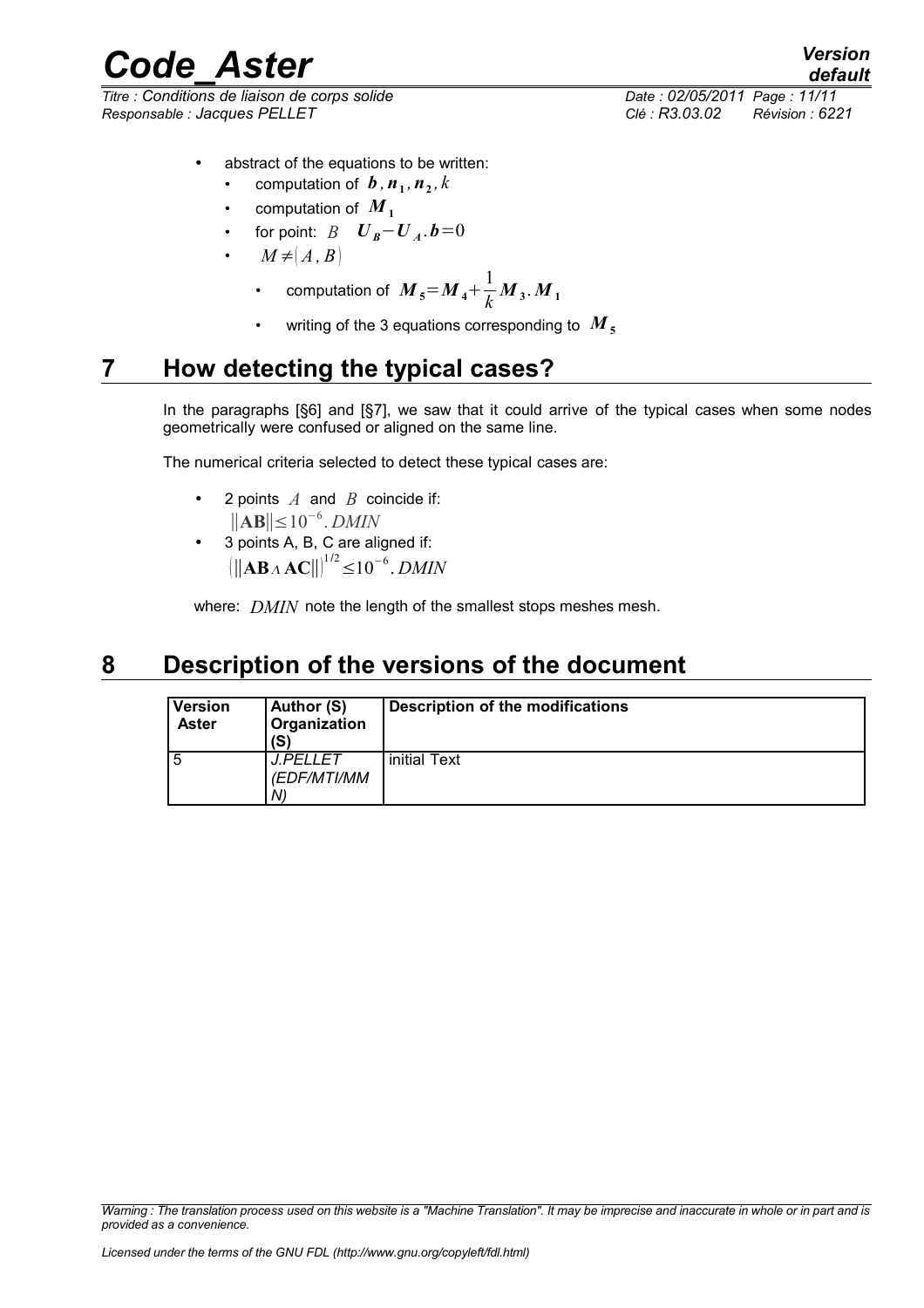- abstract of the equations to be written:
  - computation of $\boldsymbol{b}, \boldsymbol{n}_1, \boldsymbol{n}_2, k$
  - computation of $\boldsymbol{M}_1$
  - for point: $B$ $\boldsymbol{U}_B - \boldsymbol{U}_A . \boldsymbol{b} = 0$
  - $M \neq (A, B)$
    - computation of $\boldsymbol{M}_5 = \boldsymbol{M}_4 + \frac{1}{k} \boldsymbol{M}_3 . \boldsymbol{M}_1$
    - writing of the 3 equations corresponding to $\boldsymbol{M}_5$

# 7 How detecting the typical cases?

In the paragraphs [§6] and [§7], we saw that it could arrive of the typical cases when some nodes geometrically were confused or aligned on the same line.

The numerical criteria selected to detect these typical cases are:

- 2 points $A$ and $B$ coincide if:
  $\|\mathbf{AB}\| \leq 10^{-6} . DMIN$
- 3 points A, B, C are aligned if:
  $(\|\mathbf{AB} \wedge \mathbf{AC}\|)^{1/2} \leq 10^{-6} . DMIN$

where: $DMIN$ note the length of the smallest stops meshes mesh.

# 8 Description of the versions of the document

| Version Aster | Author (S) Organization (S) | Description of the modifications |
|---|---|---|
| 5 | *J.PELLET (EDF/MTI/MMN)* | initial Text |